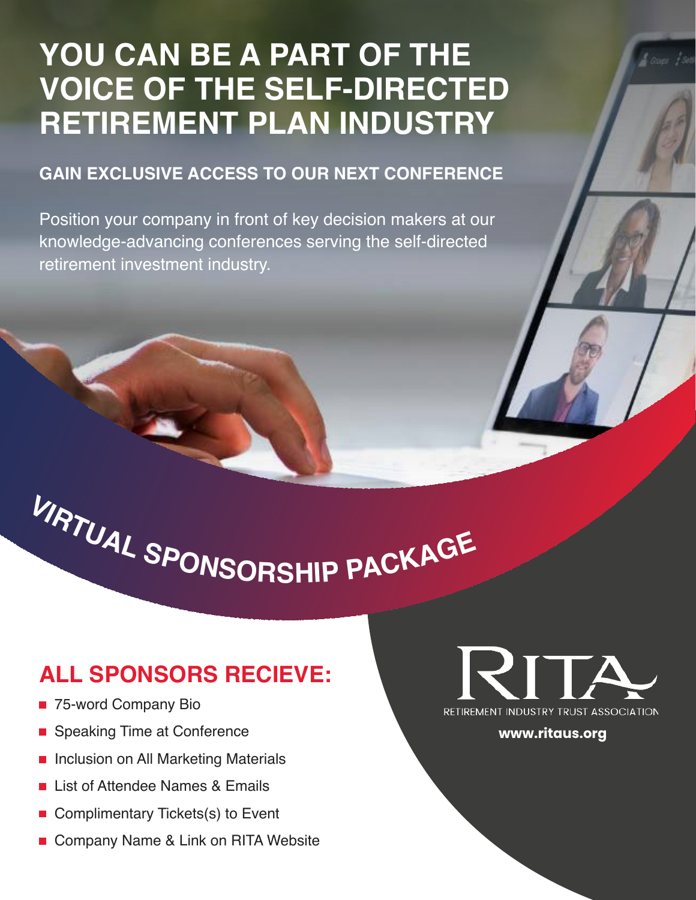# YOU CAN BE A PART OF THE VOICE OF THE SELF-DIRECTED RETIREMENT PLAN INDUSTRY

## GAIN EXCLUSIVE ACCESS TO OUR NEXT CONFERENCE

Position your company in front of key decision makers at our knowledge-advancing conferences serving the self-directed retirement investment industry.

## VIRTUAL SPONSORSHIP PACKAGE

## ALL SPONSORS RECIEVE:

- 75-word Company Bio
- Speaking Time at Conference
- Inclusion on All Marketing Materials
- List of Attendee Names & Emails
- Complimentary Tickets(s) to Event
- Company Name & Link on RITA Website

RITA

RETIREMENT INDUSTRY TRUST ASSOCIATION

**www.ritaus.org**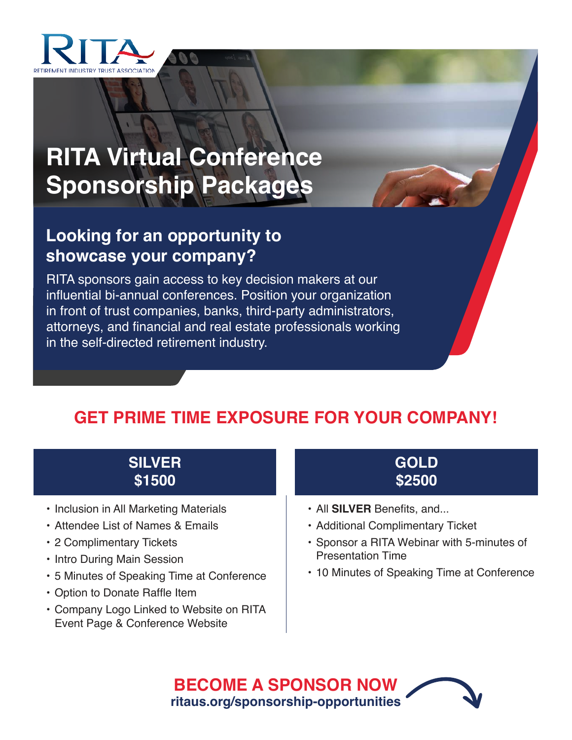RITA

RETIREMENT INDUSTRY TRUST ASSOCIATION

# RITA Virtual Conference Sponsorship Packages

## Looking for an opportunity to showcase your company?

RITA sponsors gain access to key decision makers at our influential bi-annual conferences. Position your organization in front of trust companies, banks, third-party administrators, attorneys, and financial and real estate professionals working in the self-directed retirement industry.

## GET PRIME TIME EXPOSURE FOR YOUR COMPANY!

### SILVER
### $1500

- Inclusion in All Marketing Materials
- Attendee List of Names & Emails
- 2 Complimentary Tickets
- Intro During Main Session
- 5 Minutes of Speaking Time at Conference
- Option to Donate Raffle Item
- Company Logo Linked to Website on RITA Event Page & Conference Website

### GOLD
### $2500

- All **SILVER** Benefits, and...
- Additional Complimentary Ticket
- Sponsor a RITA Webinar with 5-minutes of Presentation Time
- 10 Minutes of Speaking Time at Conference

**BECOME A SPONSOR NOW**

**ritaus.org/sponsorship-opportunities**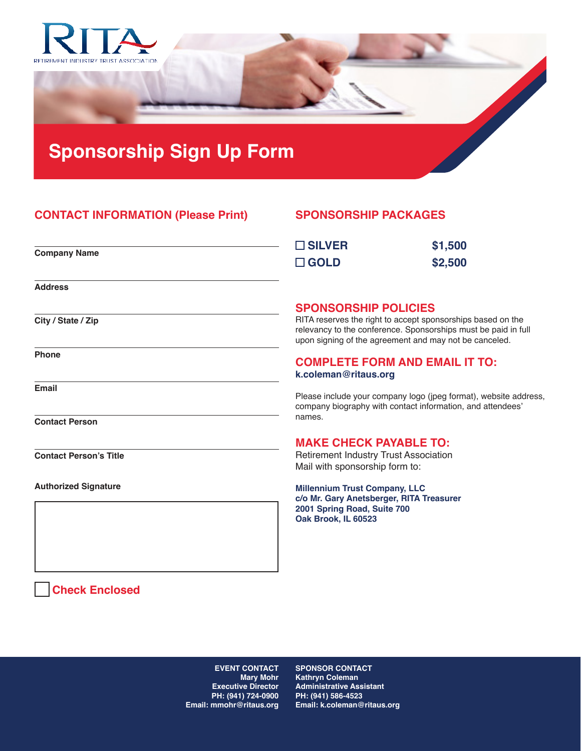RITA
RETIREMENT INDUSTRY TRUST ASSOCIATION

# Sponsorship Sign Up Form

## CONTACT INFORMATION (Please Print)

**Company Name**

**Address**

**City / State / Zip**

**Phone**

**Email**

**Contact Person**

**Contact Person's Title**

**Authorized Signature**

☐ **Check Enclosed**

## SPONSORSHIP PACKAGES

| | |
|---|---|
| ☐ **SILVER** | **$1,500** |
| ☐ **GOLD** | **$2,500** |

## SPONSORSHIP POLICIES

RITA reserves the right to accept sponsorships based on the relevancy to the conference. Sponsorships must be paid in full upon signing of the agreement and may not be canceled.

## COMPLETE FORM AND EMAIL IT TO:

**k.coleman@ritaus.org**

Please include your company logo (jpeg format), website address, company biography with contact information, and attendees' names.

## MAKE CHECK PAYABLE TO:

Retirement Industry Trust Association
Mail with sponsorship form to:

**Millennium Trust Company, LLC**
**c/o Mr. Gary Anetsberger, RITA Treasurer**
**2001 Spring Road, Suite 700**
**Oak Brook, IL 60523**

**EVENT CONTACT**
**Mary Mohr**
**Executive Director**
**PH: (941) 724-0900**
**Email: mmohr@ritaus.org**

**SPONSOR CONTACT**
**Kathryn Coleman**
**Administrative Assistant**
**PH: (941) 586-4523**
**Email: k.coleman@ritaus.org**